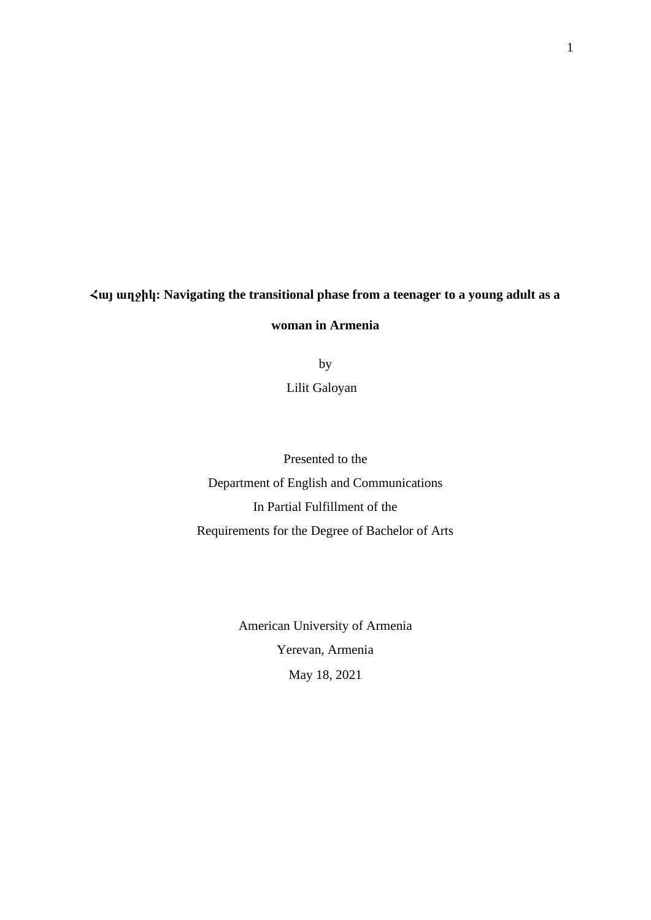# Հայ աղջիկ: Navigating the transitional phase from a teenager to a young adult as a woman in Armenia

by

Lilit Galoyan

Presented to the

Department of English and Communications

In Partial Fulfillment of the

Requirements for the Degree of Bachelor of Arts

American University of Armenia

Yerevan, Armenia

May 18, 2021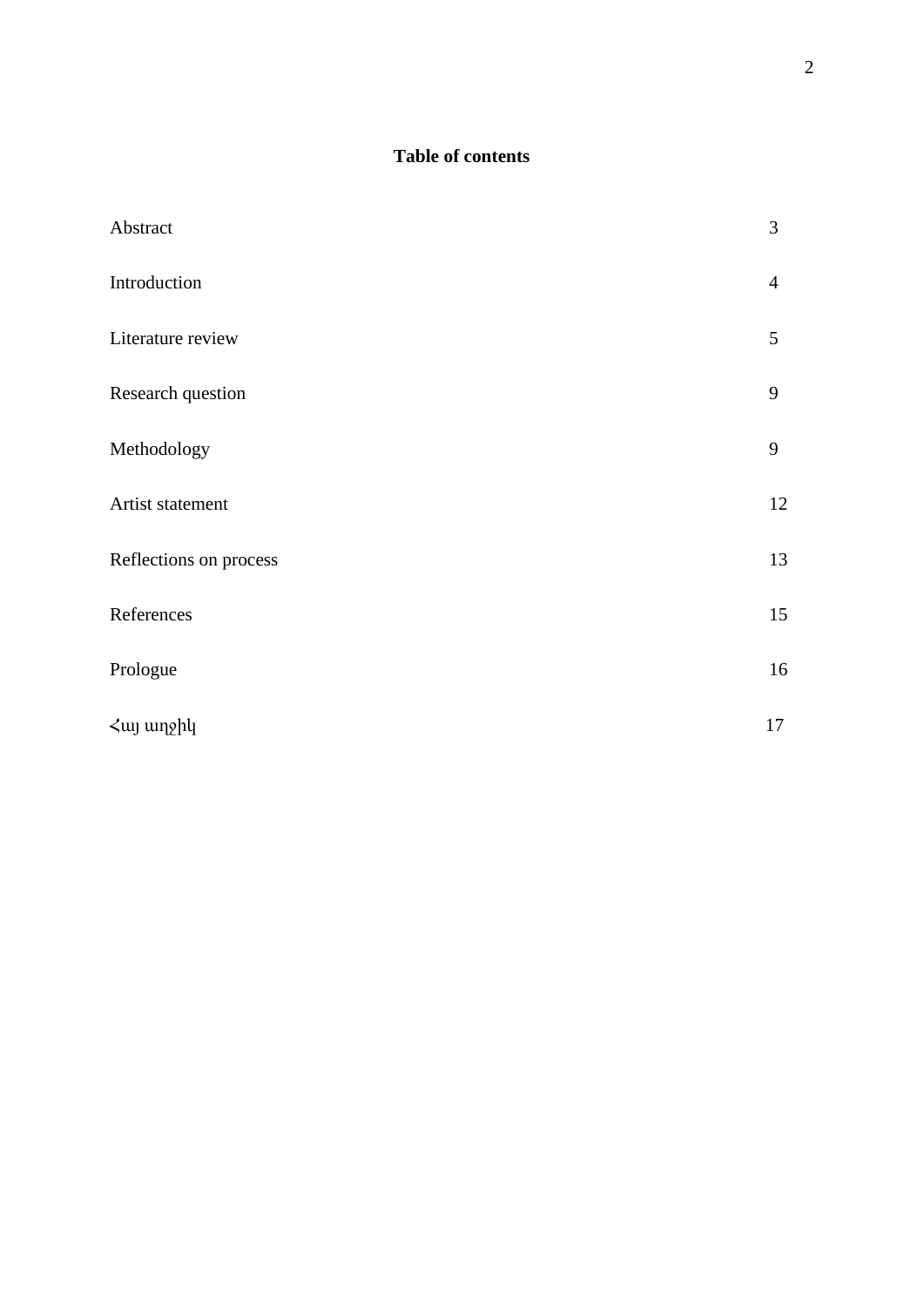**Table of contents**

| | |
|---|---|
| Abstract | 3 |
| Introduction | 4 |
| Literature review | 5 |
| Research question | 9 |
| Methodology | 9 |
| Artist statement | 12 |
| Reflections on process | 13 |
| References | 15 |
| Prologue | 16 |
| Հայ աղջիկ | 17 |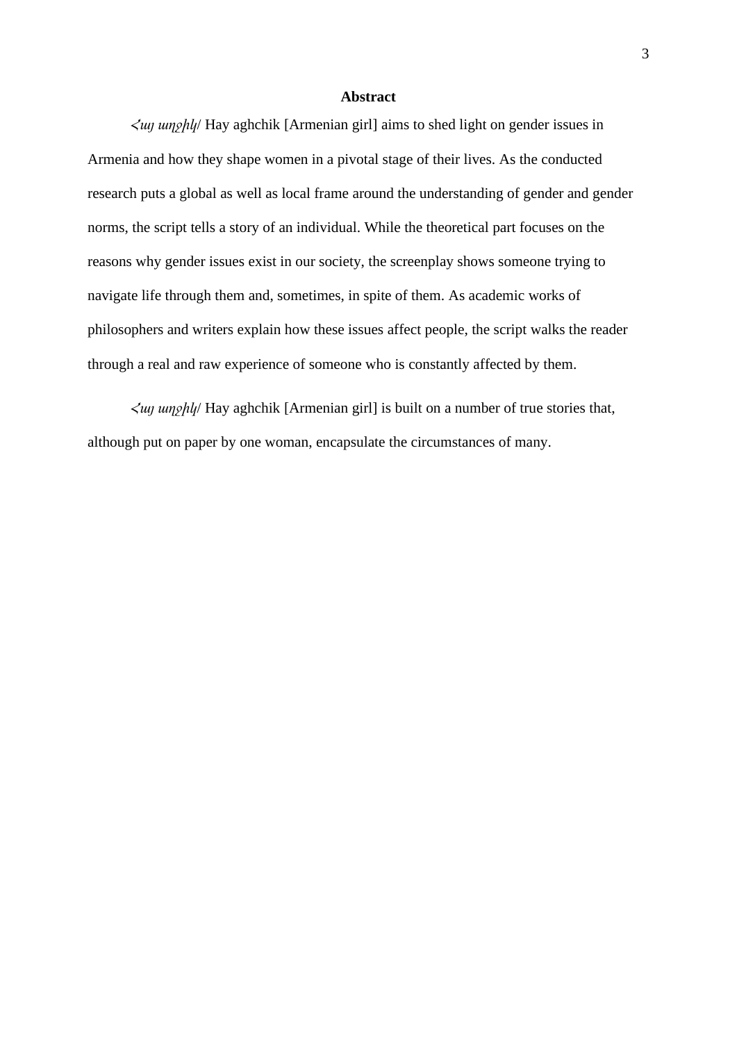## Abstract

*Հայ աղջիկ*/ Hay aghchik [Armenian girl] aims to shed light on gender issues in Armenia and how they shape women in a pivotal stage of their lives. As the conducted research puts a global as well as local frame around the understanding of gender and gender norms, the script tells a story of an individual. While the theoretical part focuses on the reasons why gender issues exist in our society, the screenplay shows someone trying to navigate life through them and, sometimes, in spite of them. As academic works of philosophers and writers explain how these issues affect people, the script walks the reader through a real and raw experience of someone who is constantly affected by them.

*Հայ աղջիկ*/ Hay aghchik [Armenian girl] is built on a number of true stories that, although put on paper by one woman, encapsulate the circumstances of many.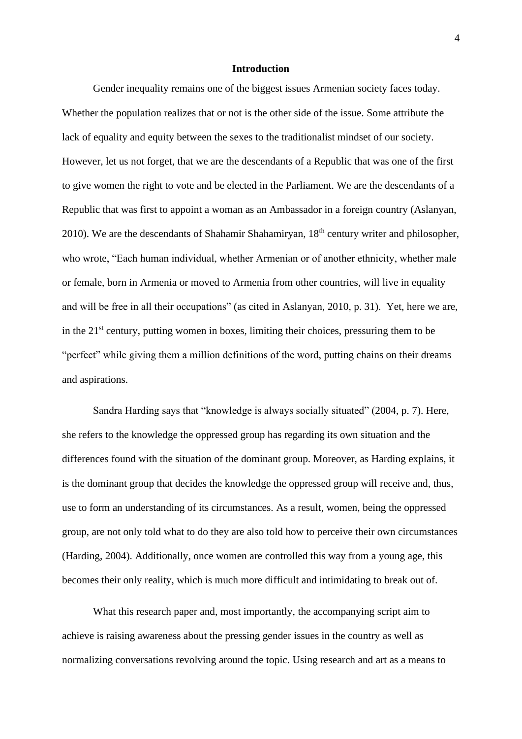## Introduction

Gender inequality remains one of the biggest issues Armenian society faces today. Whether the population realizes that or not is the other side of the issue. Some attribute the lack of equality and equity between the sexes to the traditionalist mindset of our society. However, let us not forget, that we are the descendants of a Republic that was one of the first to give women the right to vote and be elected in the Parliament. We are the descendants of a Republic that was first to appoint a woman as an Ambassador in a foreign country (Aslanyan, 2010). We are the descendants of Shahamir Shahamiryan, 18th century writer and philosopher, who wrote, "Each human individual, whether Armenian or of another ethnicity, whether male or female, born in Armenia or moved to Armenia from other countries, will live in equality and will be free in all their occupations" (as cited in Aslanyan, 2010, p. 31). Yet, here we are, in the 21st century, putting women in boxes, limiting their choices, pressuring them to be "perfect" while giving them a million definitions of the word, putting chains on their dreams and aspirations.

Sandra Harding says that "knowledge is always socially situated" (2004, p. 7). Here, she refers to the knowledge the oppressed group has regarding its own situation and the differences found with the situation of the dominant group. Moreover, as Harding explains, it is the dominant group that decides the knowledge the oppressed group will receive and, thus, use to form an understanding of its circumstances. As a result, women, being the oppressed group, are not only told what to do they are also told how to perceive their own circumstances (Harding, 2004). Additionally, once women are controlled this way from a young age, this becomes their only reality, which is much more difficult and intimidating to break out of.

What this research paper and, most importantly, the accompanying script aim to achieve is raising awareness about the pressing gender issues in the country as well as normalizing conversations revolving around the topic. Using research and art as a means to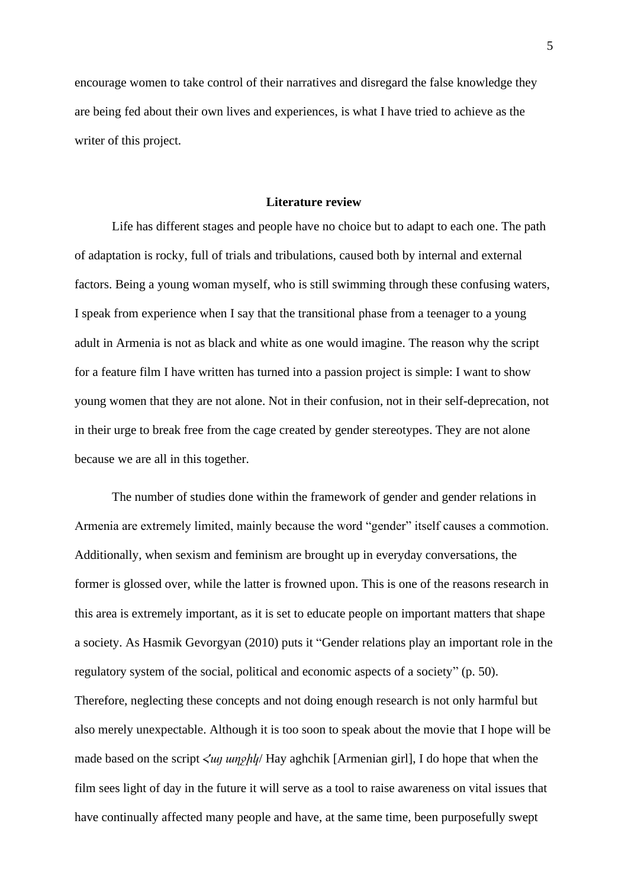encourage women to take control of their narratives and disregard the false knowledge they are being fed about their own lives and experiences, is what I have tried to achieve as the writer of this project.

## Literature review

Life has different stages and people have no choice but to adapt to each one. The path of adaptation is rocky, full of trials and tribulations, caused both by internal and external factors. Being a young woman myself, who is still swimming through these confusing waters, I speak from experience when I say that the transitional phase from a teenager to a young adult in Armenia is not as black and white as one would imagine. The reason why the script for a feature film I have written has turned into a passion project is simple: I want to show young women that they are not alone. Not in their confusion, not in their self-deprecation, not in their urge to break free from the cage created by gender stereotypes. They are not alone because we are all in this together.

The number of studies done within the framework of gender and gender relations in Armenia are extremely limited, mainly because the word "gender" itself causes a commotion. Additionally, when sexism and feminism are brought up in everyday conversations, the former is glossed over, while the latter is frowned upon. This is one of the reasons research in this area is extremely important, as it is set to educate people on important matters that shape a society. As Hasmik Gevorgyan (2010) puts it "Gender relations play an important role in the regulatory system of the social, political and economic aspects of a society" (p. 50). Therefore, neglecting these concepts and not doing enough research is not only harmful but also merely unexpectable. Although it is too soon to speak about the movie that I hope will be made based on the script *Հայ աղջիկ*/ Hay aghchik [Armenian girl], I do hope that when the film sees light of day in the future it will serve as a tool to raise awareness on vital issues that have continually affected many people and have, at the same time, been purposefully swept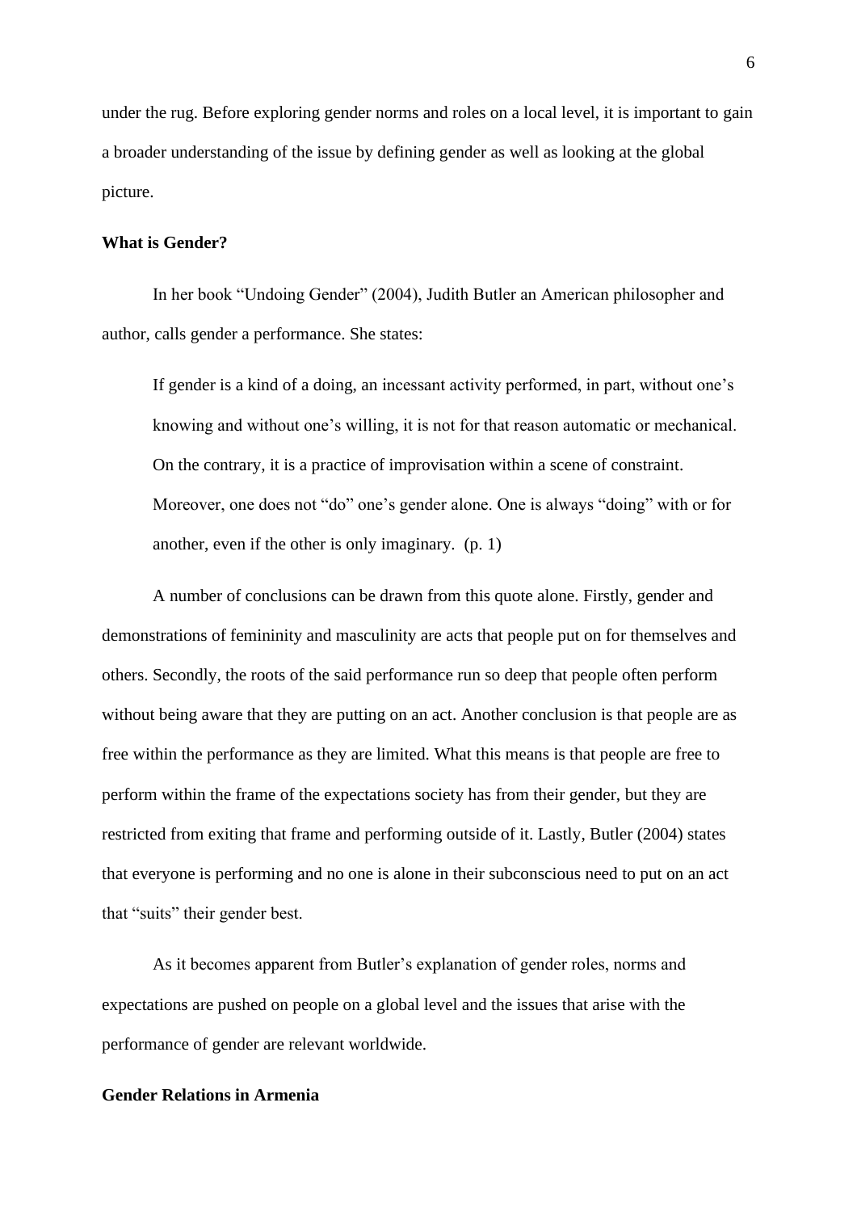under the rug. Before exploring gender norms and roles on a local level, it is important to gain a broader understanding of the issue by defining gender as well as looking at the global picture.

## What is Gender?

In her book "Undoing Gender" (2004), Judith Butler an American philosopher and author, calls gender a performance. She states:

> If gender is a kind of a doing, an incessant activity performed, in part, without one's knowing and without one's willing, it is not for that reason automatic or mechanical. On the contrary, it is a practice of improvisation within a scene of constraint. Moreover, one does not "do" one's gender alone. One is always "doing" with or for another, even if the other is only imaginary. (p. 1)

A number of conclusions can be drawn from this quote alone. Firstly, gender and demonstrations of femininity and masculinity are acts that people put on for themselves and others. Secondly, the roots of the said performance run so deep that people often perform without being aware that they are putting on an act. Another conclusion is that people are as free within the performance as they are limited. What this means is that people are free to perform within the frame of the expectations society has from their gender, but they are restricted from exiting that frame and performing outside of it. Lastly, Butler (2004) states that everyone is performing and no one is alone in their subconscious need to put on an act that "suits" their gender best.

As it becomes apparent from Butler's explanation of gender roles, norms and expectations are pushed on people on a global level and the issues that arise with the performance of gender are relevant worldwide.

## Gender Relations in Armenia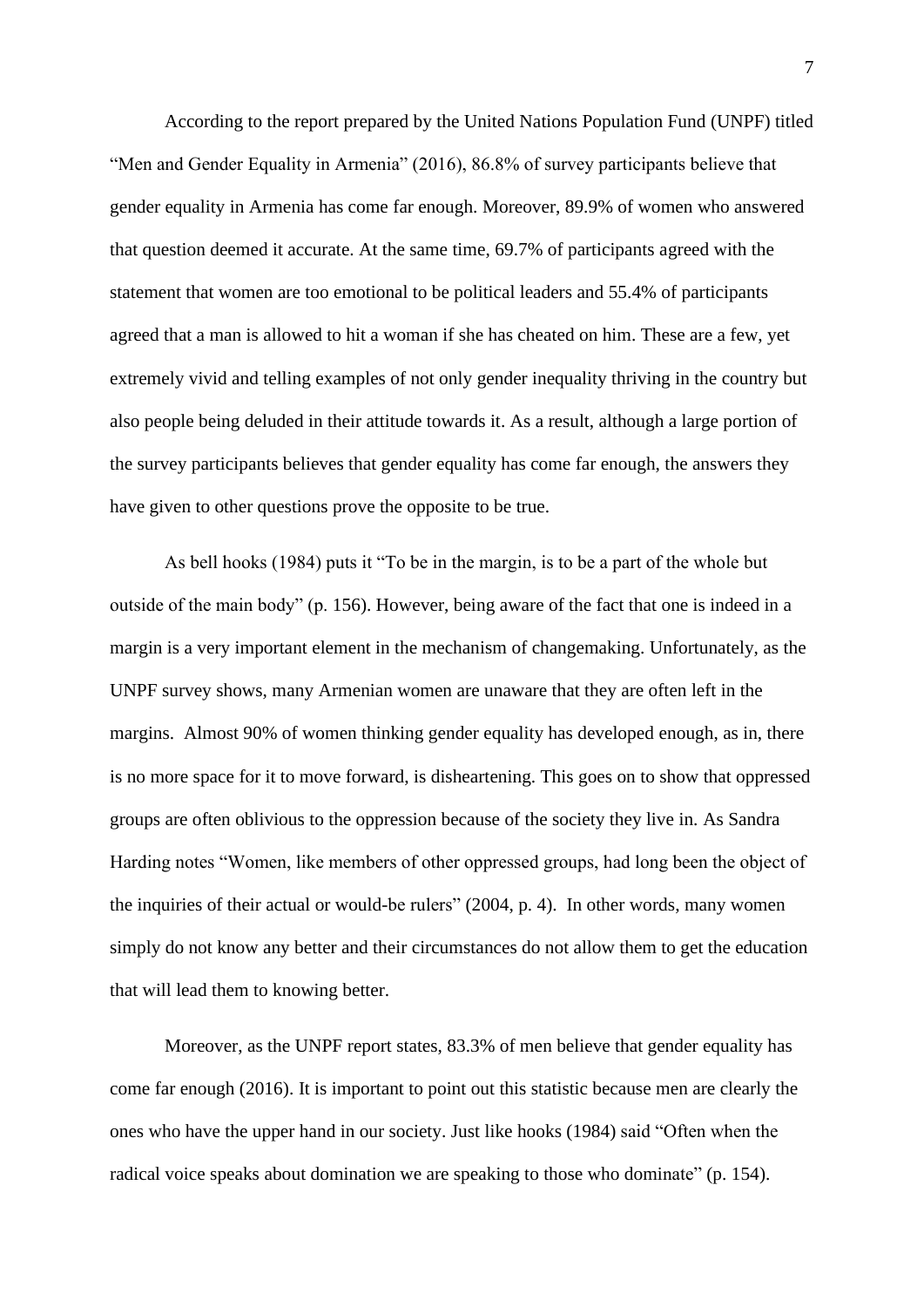According to the report prepared by the United Nations Population Fund (UNPF) titled "Men and Gender Equality in Armenia" (2016), 86.8% of survey participants believe that gender equality in Armenia has come far enough. Moreover, 89.9% of women who answered that question deemed it accurate. At the same time, 69.7% of participants agreed with the statement that women are too emotional to be political leaders and 55.4% of participants agreed that a man is allowed to hit a woman if she has cheated on him. These are a few, yet extremely vivid and telling examples of not only gender inequality thriving in the country but also people being deluded in their attitude towards it. As a result, although a large portion of the survey participants believes that gender equality has come far enough, the answers they have given to other questions prove the opposite to be true.

As bell hooks (1984) puts it "To be in the margin, is to be a part of the whole but outside of the main body" (p. 156). However, being aware of the fact that one is indeed in a margin is a very important element in the mechanism of changemaking. Unfortunately, as the UNPF survey shows, many Armenian women are unaware that they are often left in the margins. Almost 90% of women thinking gender equality has developed enough, as in, there is no more space for it to move forward, is disheartening. This goes on to show that oppressed groups are often oblivious to the oppression because of the society they live in. As Sandra Harding notes "Women, like members of other oppressed groups, had long been the object of the inquiries of their actual or would-be rulers" (2004, p. 4). In other words, many women simply do not know any better and their circumstances do not allow them to get the education that will lead them to knowing better.

Moreover, as the UNPF report states, 83.3% of men believe that gender equality has come far enough (2016). It is important to point out this statistic because men are clearly the ones who have the upper hand in our society. Just like hooks (1984) said "Often when the radical voice speaks about domination we are speaking to those who dominate" (p. 154).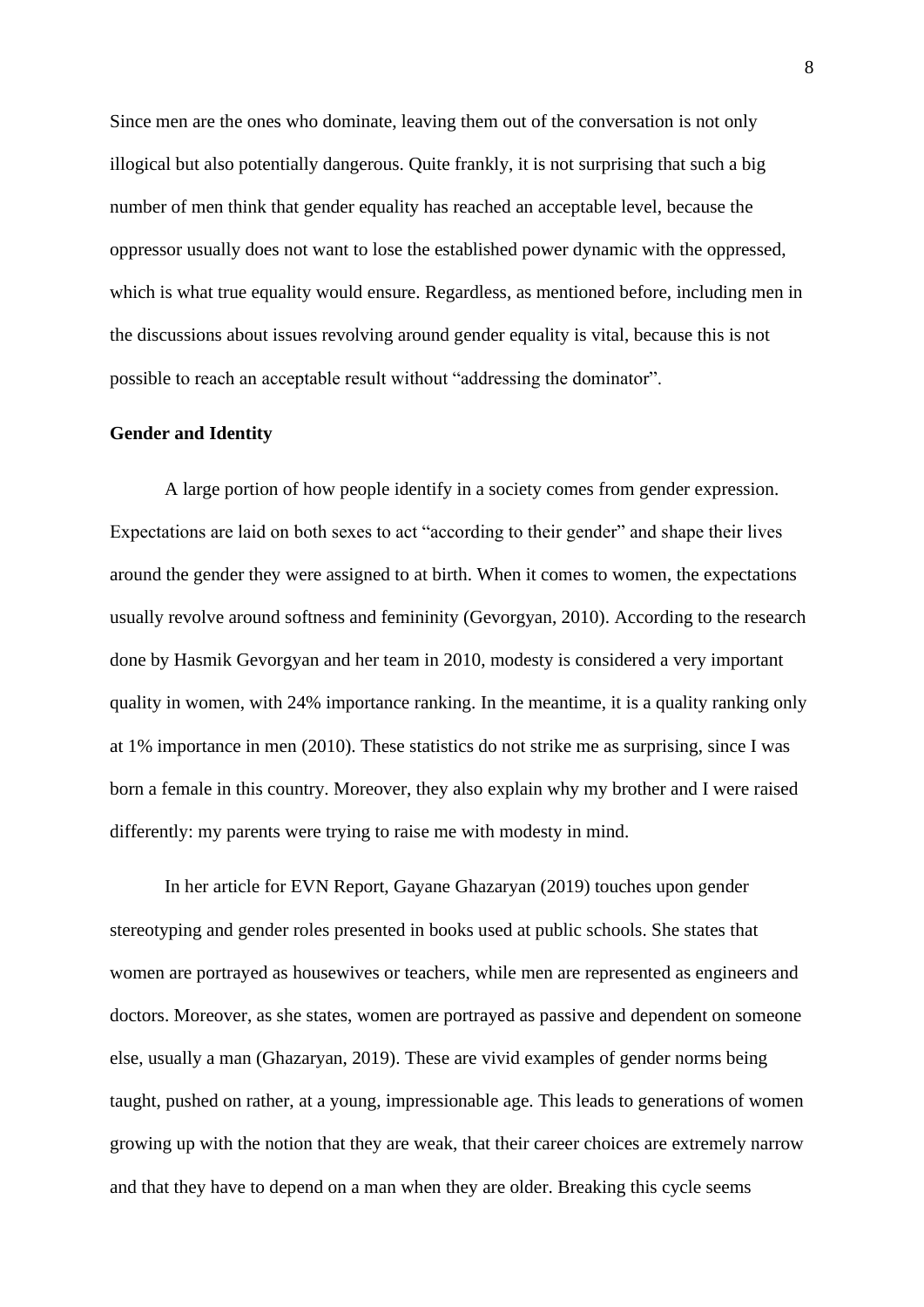Since men are the ones who dominate, leaving them out of the conversation is not only illogical but also potentially dangerous. Quite frankly, it is not surprising that such a big number of men think that gender equality has reached an acceptable level, because the oppressor usually does not want to lose the established power dynamic with the oppressed, which is what true equality would ensure. Regardless, as mentioned before, including men in the discussions about issues revolving around gender equality is vital, because this is not possible to reach an acceptable result without "addressing the dominator".

**Gender and Identity**

A large portion of how people identify in a society comes from gender expression. Expectations are laid on both sexes to act "according to their gender" and shape their lives around the gender they were assigned to at birth. When it comes to women, the expectations usually revolve around softness and femininity (Gevorgyan, 2010). According to the research done by Hasmik Gevorgyan and her team in 2010, modesty is considered a very important quality in women, with 24% importance ranking. In the meantime, it is a quality ranking only at 1% importance in men (2010). These statistics do not strike me as surprising, since I was born a female in this country. Moreover, they also explain why my brother and I were raised differently: my parents were trying to raise me with modesty in mind.

In her article for EVN Report, Gayane Ghazaryan (2019) touches upon gender stereotyping and gender roles presented in books used at public schools. She states that women are portrayed as housewives or teachers, while men are represented as engineers and doctors. Moreover, as she states, women are portrayed as passive and dependent on someone else, usually a man (Ghazaryan, 2019). These are vivid examples of gender norms being taught, pushed on rather, at a young, impressionable age. This leads to generations of women growing up with the notion that they are weak, that their career choices are extremely narrow and that they have to depend on a man when they are older. Breaking this cycle seems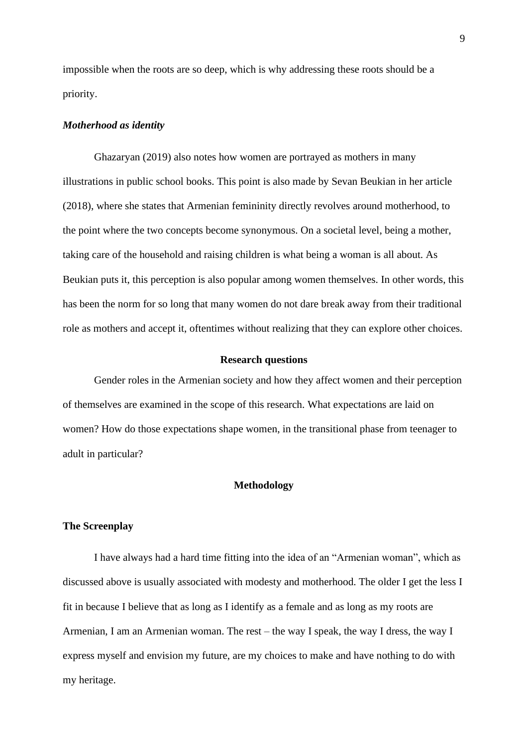impossible when the roots are so deep, which is why addressing these roots should be a priority.

### *Motherhood as identity*

Ghazaryan (2019) also notes how women are portrayed as mothers in many illustrations in public school books. This point is also made by Sevan Beukian in her article (2018), where she states that Armenian femininity directly revolves around motherhood, to the point where the two concepts become synonymous. On a societal level, being a mother, taking care of the household and raising children is what being a woman is all about. As Beukian puts it, this perception is also popular among women themselves. In other words, this has been the norm for so long that many women do not dare break away from their traditional role as mothers and accept it, oftentimes without realizing that they can explore other choices.

## Research questions

Gender roles in the Armenian society and how they affect women and their perception of themselves are examined in the scope of this research. What expectations are laid on women? How do those expectations shape women, in the transitional phase from teenager to adult in particular?

## Methodology

### The Screenplay

I have always had a hard time fitting into the idea of an "Armenian woman", which as discussed above is usually associated with modesty and motherhood. The older I get the less I fit in because I believe that as long as I identify as a female and as long as my roots are Armenian, I am an Armenian woman. The rest – the way I speak, the way I dress, the way I express myself and envision my future, are my choices to make and have nothing to do with my heritage.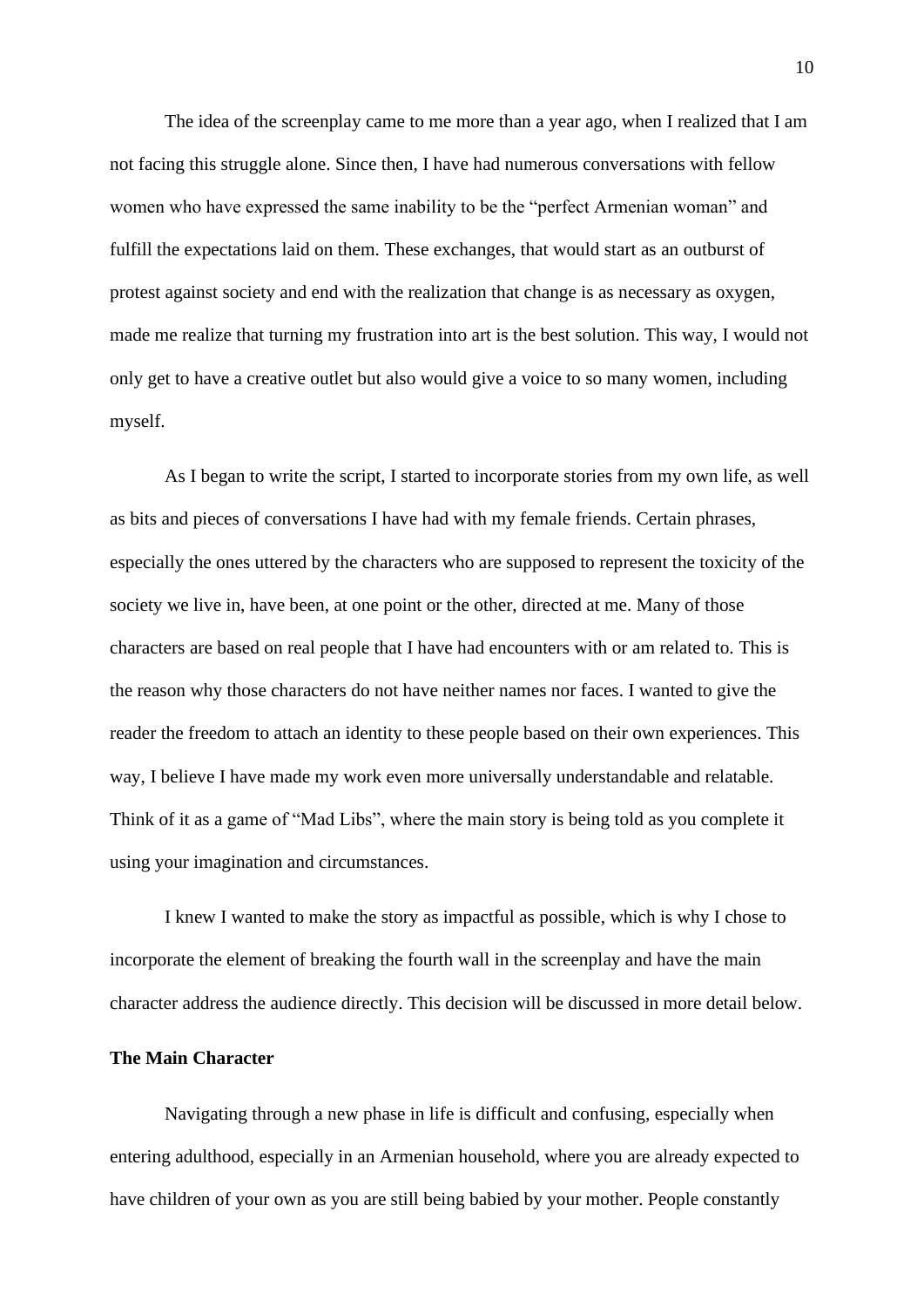The idea of the screenplay came to me more than a year ago, when I realized that I am not facing this struggle alone. Since then, I have had numerous conversations with fellow women who have expressed the same inability to be the "perfect Armenian woman" and fulfill the expectations laid on them. These exchanges, that would start as an outburst of protest against society and end with the realization that change is as necessary as oxygen, made me realize that turning my frustration into art is the best solution. This way, I would not only get to have a creative outlet but also would give a voice to so many women, including myself.

As I began to write the script, I started to incorporate stories from my own life, as well as bits and pieces of conversations I have had with my female friends. Certain phrases, especially the ones uttered by the characters who are supposed to represent the toxicity of the society we live in, have been, at one point or the other, directed at me. Many of those characters are based on real people that I have had encounters with or am related to. This is the reason why those characters do not have neither names nor faces. I wanted to give the reader the freedom to attach an identity to these people based on their own experiences. This way, I believe I have made my work even more universally understandable and relatable. Think of it as a game of "Mad Libs", where the main story is being told as you complete it using your imagination and circumstances.

I knew I wanted to make the story as impactful as possible, which is why I chose to incorporate the element of breaking the fourth wall in the screenplay and have the main character address the audience directly. This decision will be discussed in more detail below.

**The Main Character**

Navigating through a new phase in life is difficult and confusing, especially when entering adulthood, especially in an Armenian household, where you are already expected to have children of your own as you are still being babied by your mother. People constantly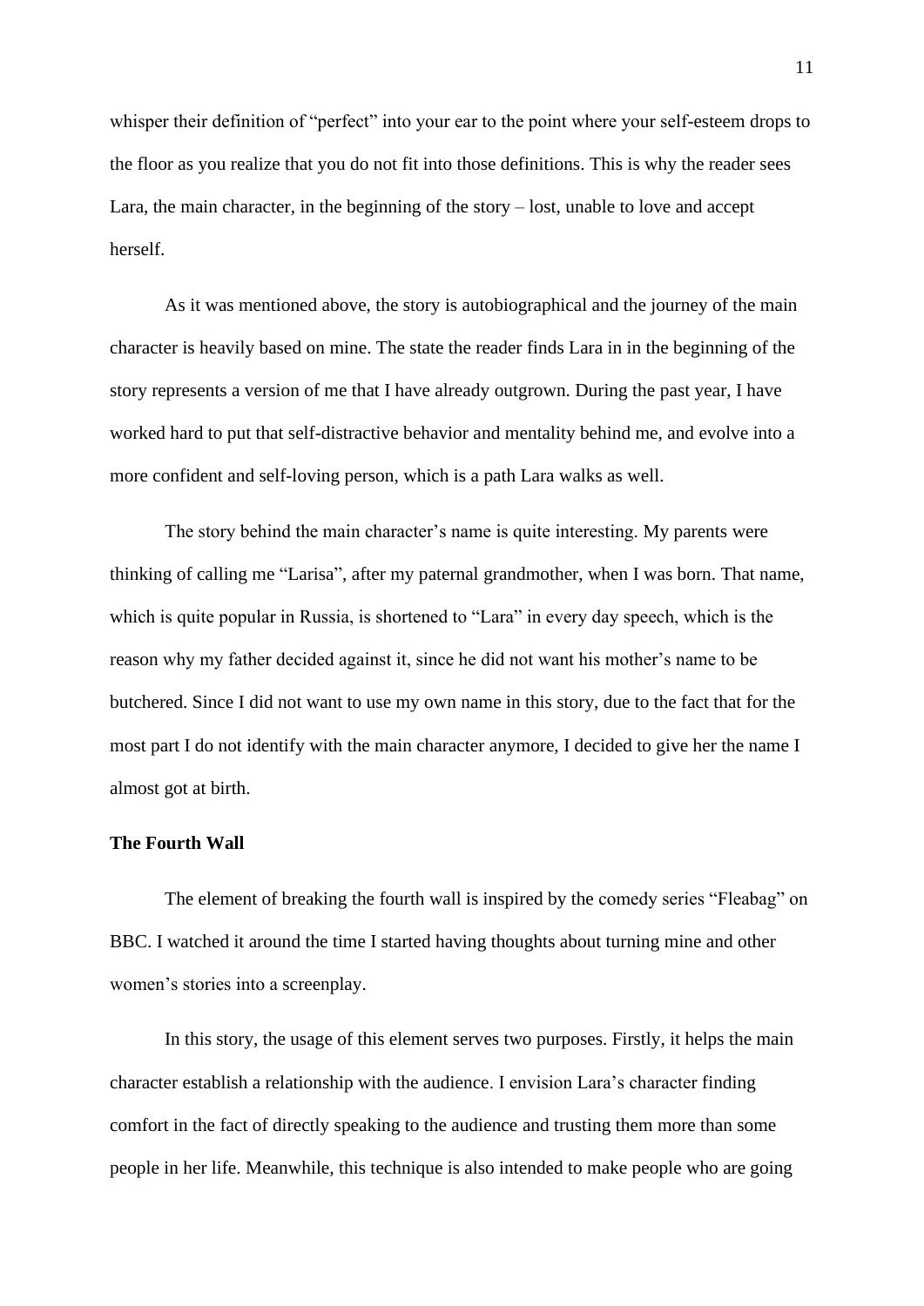whisper their definition of "perfect" into your ear to the point where your self-esteem drops to the floor as you realize that you do not fit into those definitions. This is why the reader sees Lara, the main character, in the beginning of the story – lost, unable to love and accept herself.

As it was mentioned above, the story is autobiographical and the journey of the main character is heavily based on mine. The state the reader finds Lara in in the beginning of the story represents a version of me that I have already outgrown. During the past year, I have worked hard to put that self-distractive behavior and mentality behind me, and evolve into a more confident and self-loving person, which is a path Lara walks as well.

The story behind the main character's name is quite interesting. My parents were thinking of calling me "Larisa", after my paternal grandmother, when I was born. That name, which is quite popular in Russia, is shortened to "Lara" in every day speech, which is the reason why my father decided against it, since he did not want his mother's name to be butchered. Since I did not want to use my own name in this story, due to the fact that for the most part I do not identify with the main character anymore, I decided to give her the name I almost got at birth.

**The Fourth Wall**

The element of breaking the fourth wall is inspired by the comedy series "Fleabag" on BBC. I watched it around the time I started having thoughts about turning mine and other women's stories into a screenplay.

In this story, the usage of this element serves two purposes. Firstly, it helps the main character establish a relationship with the audience. I envision Lara's character finding comfort in the fact of directly speaking to the audience and trusting them more than some people in her life. Meanwhile, this technique is also intended to make people who are going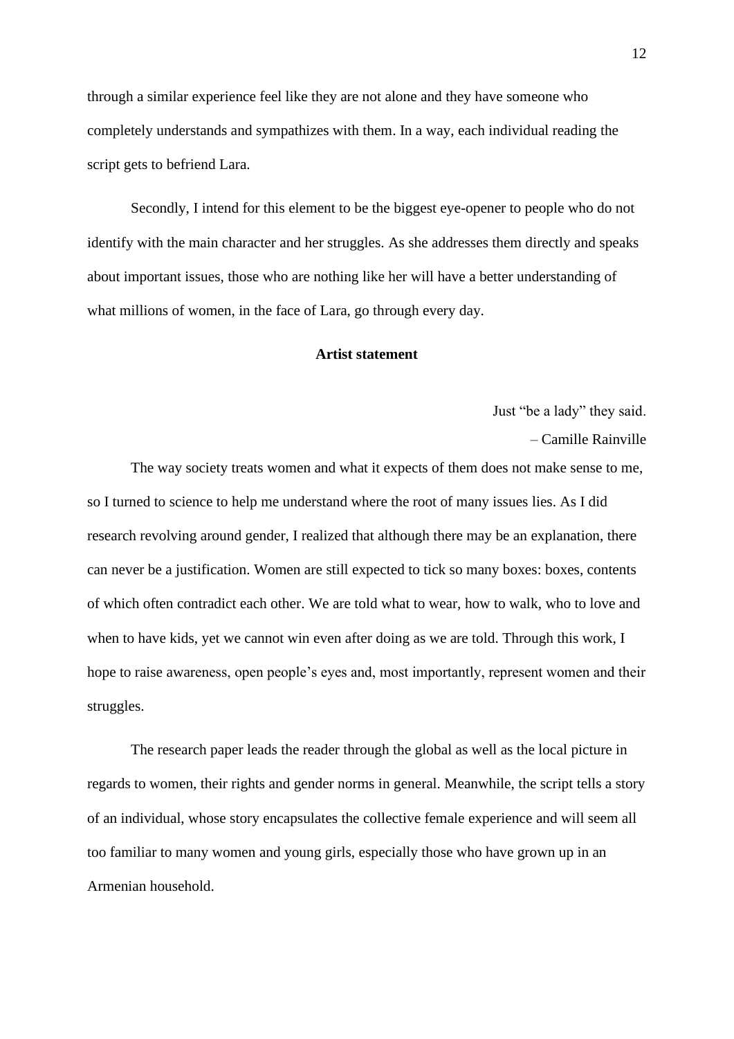through a similar experience feel like they are not alone and they have someone who completely understands and sympathizes with them. In a way, each individual reading the script gets to befriend Lara.

Secondly, I intend for this element to be the biggest eye-opener to people who do not identify with the main character and her struggles. As she addresses them directly and speaks about important issues, those who are nothing like her will have a better understanding of what millions of women, in the face of Lara, go through every day.

## Artist statement

> Just "be a lady" they said.
>
> – Camille Rainville

The way society treats women and what it expects of them does not make sense to me, so I turned to science to help me understand where the root of many issues lies. As I did research revolving around gender, I realized that although there may be an explanation, there can never be a justification. Women are still expected to tick so many boxes: boxes, contents of which often contradict each other. We are told what to wear, how to walk, who to love and when to have kids, yet we cannot win even after doing as we are told. Through this work, I hope to raise awareness, open people's eyes and, most importantly, represent women and their struggles.

The research paper leads the reader through the global as well as the local picture in regards to women, their rights and gender norms in general. Meanwhile, the script tells a story of an individual, whose story encapsulates the collective female experience and will seem all too familiar to many women and young girls, especially those who have grown up in an Armenian household.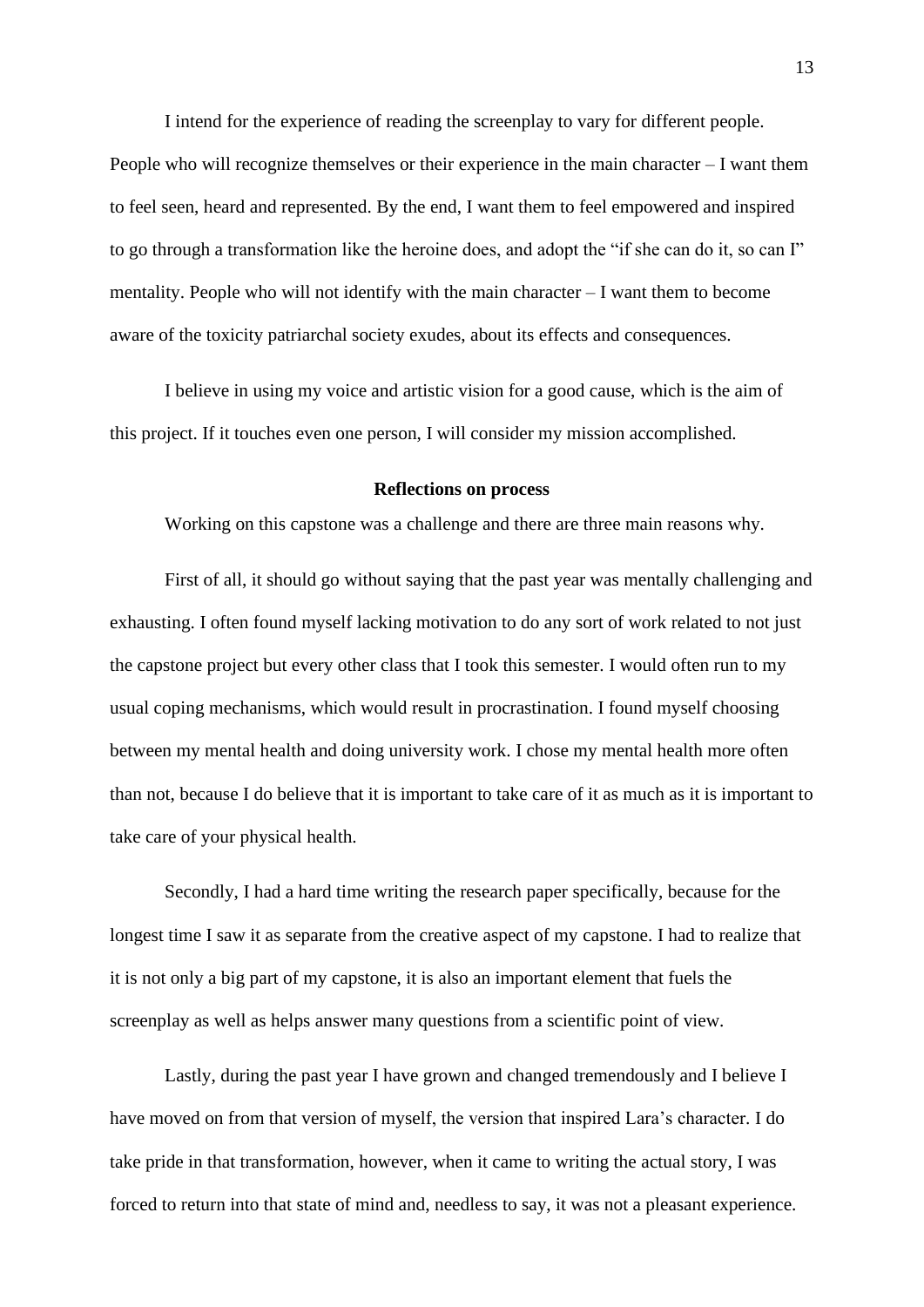I intend for the experience of reading the screenplay to vary for different people. People who will recognize themselves or their experience in the main character – I want them to feel seen, heard and represented. By the end, I want them to feel empowered and inspired to go through a transformation like the heroine does, and adopt the "if she can do it, so can I" mentality. People who will not identify with the main character – I want them to become aware of the toxicity patriarchal society exudes, about its effects and consequences.

I believe in using my voice and artistic vision for a good cause, which is the aim of this project. If it touches even one person, I will consider my mission accomplished.

## Reflections on process

Working on this capstone was a challenge and there are three main reasons why.

First of all, it should go without saying that the past year was mentally challenging and exhausting. I often found myself lacking motivation to do any sort of work related to not just the capstone project but every other class that I took this semester. I would often run to my usual coping mechanisms, which would result in procrastination. I found myself choosing between my mental health and doing university work. I chose my mental health more often than not, because I do believe that it is important to take care of it as much as it is important to take care of your physical health.

Secondly, I had a hard time writing the research paper specifically, because for the longest time I saw it as separate from the creative aspect of my capstone. I had to realize that it is not only a big part of my capstone, it is also an important element that fuels the screenplay as well as helps answer many questions from a scientific point of view.

Lastly, during the past year I have grown and changed tremendously and I believe I have moved on from that version of myself, the version that inspired Lara's character. I do take pride in that transformation, however, when it came to writing the actual story, I was forced to return into that state of mind and, needless to say, it was not a pleasant experience.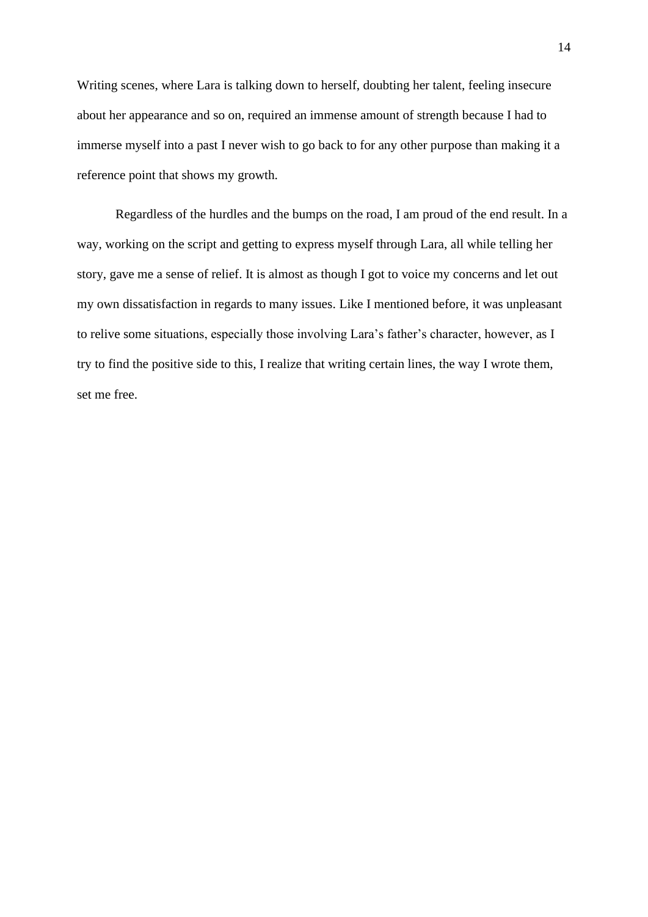Writing scenes, where Lara is talking down to herself, doubting her talent, feeling insecure about her appearance and so on, required an immense amount of strength because I had to immerse myself into a past I never wish to go back to for any other purpose than making it a reference point that shows my growth.

Regardless of the hurdles and the bumps on the road, I am proud of the end result. In a way, working on the script and getting to express myself through Lara, all while telling her story, gave me a sense of relief. It is almost as though I got to voice my concerns and let out my own dissatisfaction in regards to many issues. Like I mentioned before, it was unpleasant to relive some situations, especially those involving Lara's father's character, however, as I try to find the positive side to this, I realize that writing certain lines, the way I wrote them, set me free.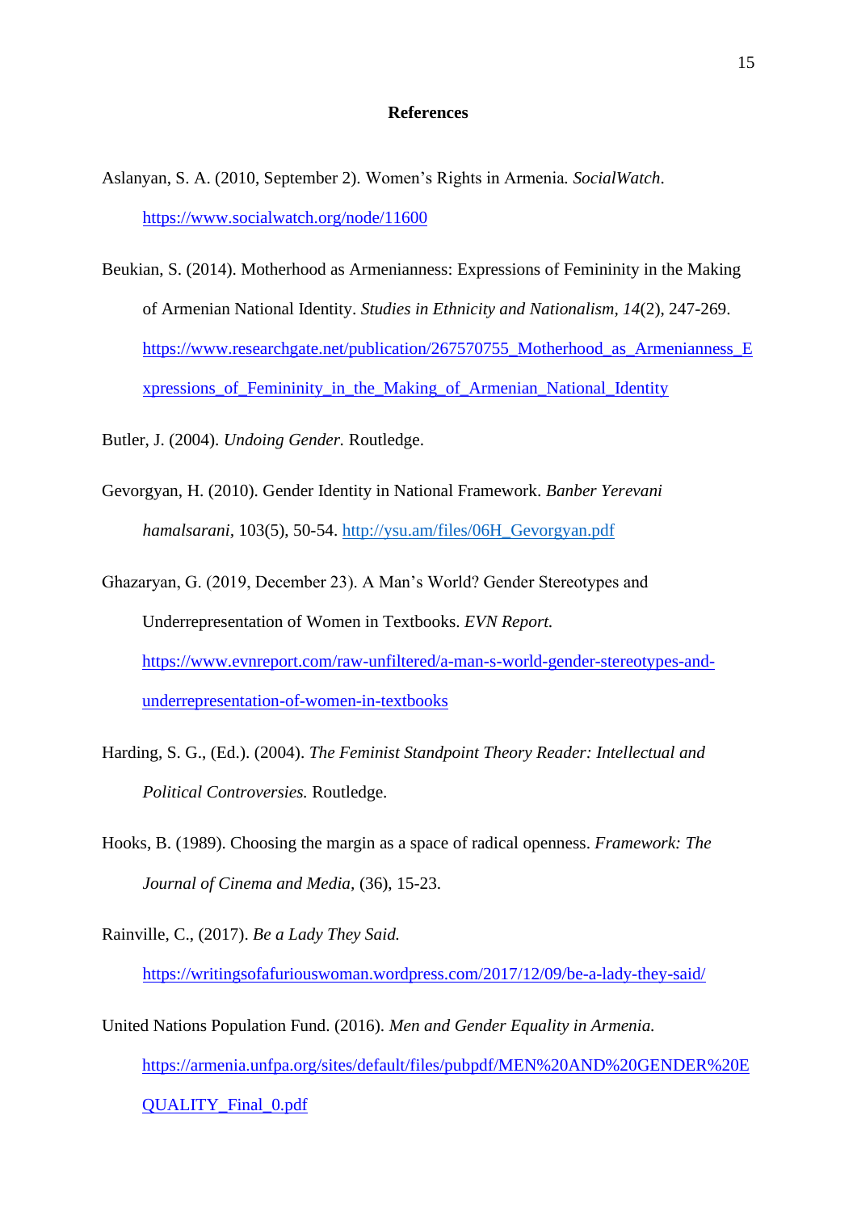# References

Aslanyan, S. A. (2010, September 2). Women's Rights in Armenia. *SocialWatch*. https://www.socialwatch.org/node/11600

Beukian, S. (2014). Motherhood as Armenianness: Expressions of Femininity in the Making of Armenian National Identity. *Studies in Ethnicity and Nationalism, 14*(2), 247-269. https://www.researchgate.net/publication/267570755_Motherhood_as_Armenianness_Expressions_of_Femininity_in_the_Making_of_Armenian_National_Identity

Butler, J. (2004). *Undoing Gender.* Routledge.

Gevorgyan, H. (2010). Gender Identity in National Framework. *Banber Yerevani hamalsarani*, 103(5), 50-54. http://ysu.am/files/06H_Gevorgyan.pdf

Ghazaryan, G. (2019, December 23). A Man's World? Gender Stereotypes and Underrepresentation of Women in Textbooks. *EVN Report.* https://www.evnreport.com/raw-unfiltered/a-man-s-world-gender-stereotypes-and-underrepresentation-of-women-in-textbooks

Harding, S. G., (Ed.). (2004). *The Feminist Standpoint Theory Reader: Intellectual and Political Controversies.* Routledge.

Hooks, B. (1989). Choosing the margin as a space of radical openness. *Framework: The Journal of Cinema and Media*, (36), 15-23.

Rainville, C., (2017). *Be a Lady They Said.* https://writingsofafuriouswoman.wordpress.com/2017/12/09/be-a-lady-they-said/

United Nations Population Fund. (2016). *Men and Gender Equality in Armenia.* https://armenia.unfpa.org/sites/default/files/pubpdf/MEN%20AND%20GENDER%20EQUALITY_Final_0.pdf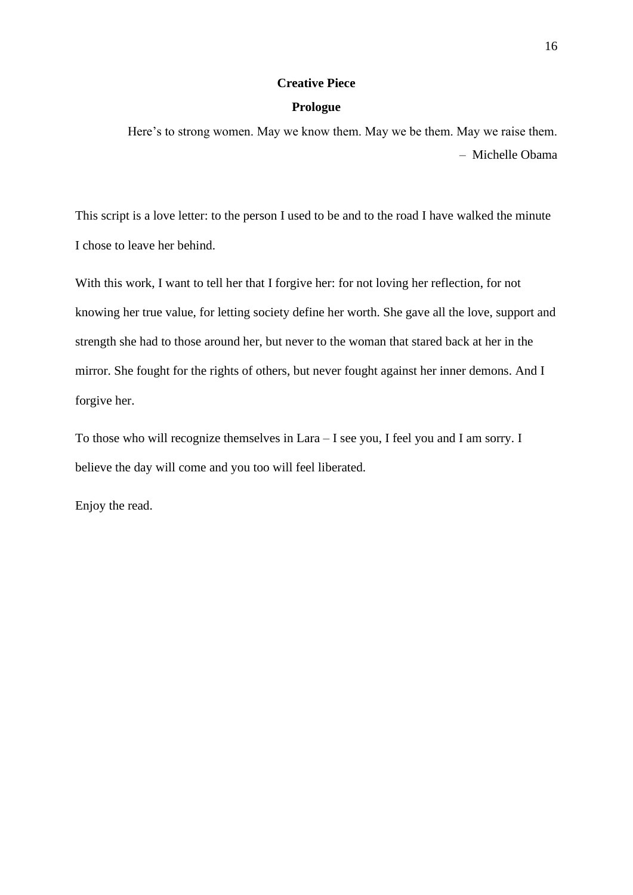## Creative Piece

### Prologue

> Here's to strong women. May we know them. May we be them. May we raise them.
>
> – Michelle Obama

This script is a love letter: to the person I used to be and to the road I have walked the minute I chose to leave her behind.

With this work, I want to tell her that I forgive her: for not loving her reflection, for not knowing her true value, for letting society define her worth. She gave all the love, support and strength she had to those around her, but never to the woman that stared back at her in the mirror. She fought for the rights of others, but never fought against her inner demons. And I forgive her.

To those who will recognize themselves in Lara – I see you, I feel you and I am sorry. I believe the day will come and you too will feel liberated.

Enjoy the read.